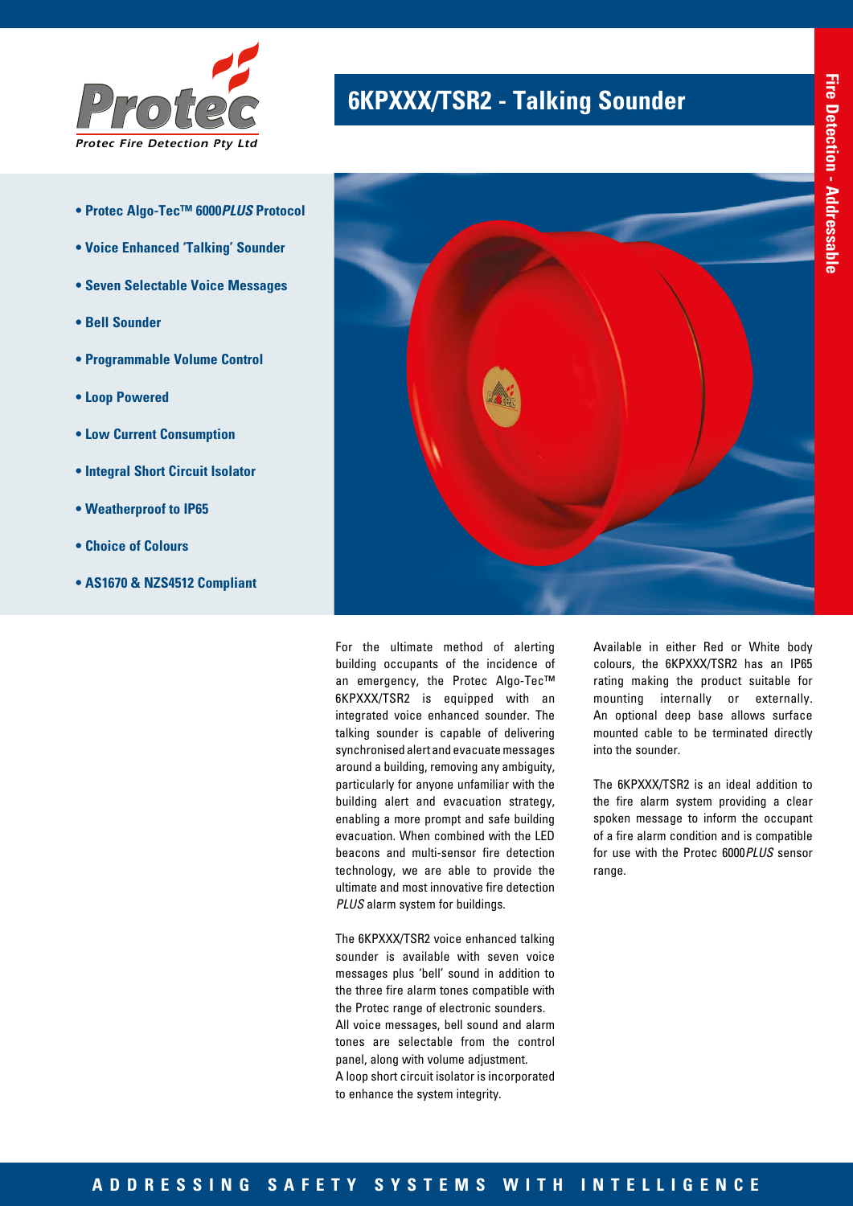Protec

Protec Fire Detection Pty Ltd

# 6KPXXX/TSR2 - Talking Sounder

Fire Detection - Addressable

- Protec Algo-Tec™ 6000*PLUS* Protocol
- Voice Enhanced 'Talking' Sounder
- Seven Selectable Voice Messages
- Bell Sounder
- Programmable Volume Control
- Loop Powered
- Low Current Consumption
- Integral Short Circuit Isolator
- Weatherproof to IP65
- Choice of Colours
- AS1670 & NZS4512 Compliant

For the ultimate method of alerting building occupants of the incidence of an emergency, the Protec Algo-Tec™ 6KPXXX/TSR2 is equipped with an integrated voice enhanced sounder. The talking sounder is capable of delivering synchronised alert and evacuate messages around a building, removing any ambiguity, particularly for anyone unfamiliar with the building alert and evacuation strategy, enabling a more prompt and safe building evacuation. When combined with the LED beacons and multi-sensor fire detection technology, we are able to provide the ultimate and most innovative fire detection *PLUS* alarm system for buildings.

The 6KPXXX/TSR2 voice enhanced talking sounder is available with seven voice messages plus 'bell' sound in addition to the three fire alarm tones compatible with the Protec range of electronic sounders. All voice messages, bell sound and alarm tones are selectable from the control panel, along with volume adjustment.
A loop short circuit isolator is incorporated to enhance the system integrity.

Available in either Red or White body colours, the 6KPXXX/TSR2 has an IP65 rating making the product suitable for mounting internally or externally. An optional deep base allows surface mounted cable to be terminated directly into the sounder.

The 6KPXXX/TSR2 is an ideal addition to the fire alarm system providing a clear spoken message to inform the occupant of a fire alarm condition and is compatible for use with the Protec 6000*PLUS* sensor range.

ADDRESSING SAFETY SYSTEMS WITH INTELLIGENCE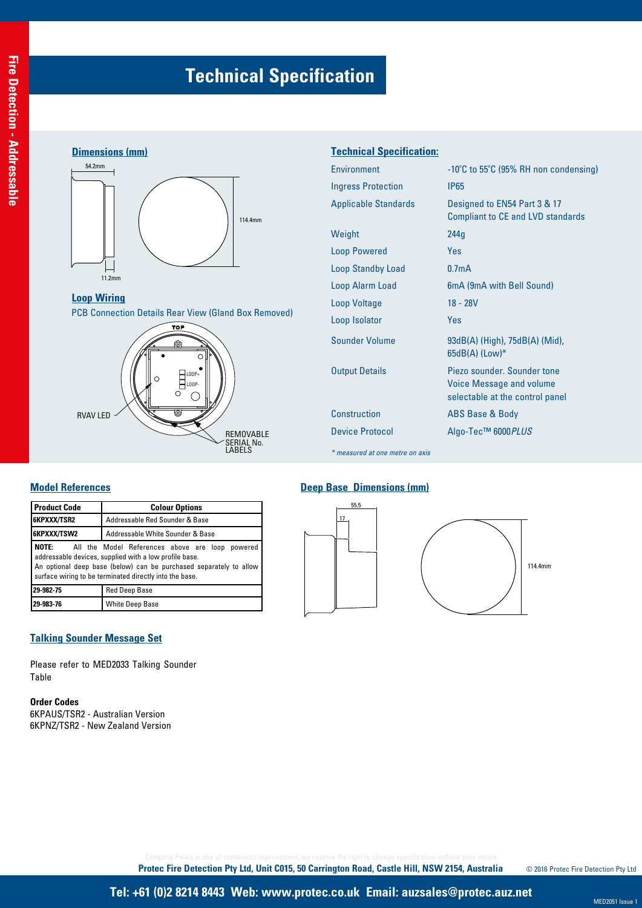# Technical Specification

## Dimensions (mm)

54.2mm

114.4mm

11.2mm

## Loop Wiring

PCB Connection Details Rear View (Gland Box Removed)

TOP

LOOP+

LOOP-

RVAV LED

REMOVABLE SERIAL No. LABELS

## Technical Specification:

| | |
|---|---|
| Environment | -10°C to 55°C (95% RH non condensing) |
| Ingress Protection | IP65 |
| Applicable Standards | Designed to EN54 Part 3 & 17<br>Compliant to CE and LVD standards |
| Weight | 244g |
| Loop Powered | Yes |
| Loop Standby Load | 0.7mA |
| Loop Alarm Load | 6mA (9mA with Bell Sound) |
| Loop Voltage | 18 - 28V |
| Loop Isolator | Yes |
| Sounder Volume | 93dB(A) (High), 75dB(A) (Mid), 65dB(A) (Low)* |
| Output Details | Piezo sounder. Sounder tone Voice Message and volume selectable at the control panel |
| Construction | ABS Base & Body |
| Device Protocol | Algo-Tec™ 6000*PLUS* |

*\* measured at one metre on axis*

## Model References

| Product Code | Colour Options |
|---|---|
| 6KPXXX/TSR2 | Addressable Red Sounder & Base |
| 6KPXXX/TSW2 | Addressable White Sounder & Base |
| **NOTE:** All the Model References above are loop powered addressable devices, supplied with a low profile base. An optional deep base (below) can be purchased separately to allow surface wiring to be terminated directly into the base. | |
| 29-982-75 | Red Deep Base |
| 29-983-76 | White Deep Base |

## Deep Base Dimensions (mm)

55.5

17

114.4mm

## Talking Sounder Message Set

Please refer to MED2033 Talking Sounder Table

**Order Codes**

6KPAUS/TSR2 - Australian Version

6KPNZ/TSR2 - New Zealand Version

Company Policy is one of continuous improvement, we reserve the right to change specification without prior notice

**Protec Fire Detection Pty Ltd, Unit C015, 50 Carrington Road, Castle Hill, NSW 2154, Australia**

© 2016 Protec Fire Detection Pty Ltd

**Tel: +61 (0)2 8214 8443 Web: www.protec.co.uk Email: auzsales@protec.auz.net**

MED2051 Issue 1